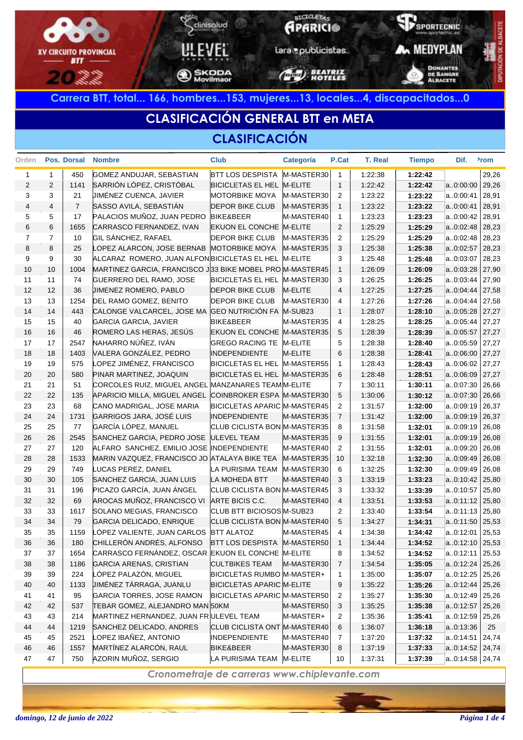XV CIRCUITO PROVINCIAL BTT 2022

**Carrera BTT, total... 166, hombres...153, mujeres...13, locales...4, discapacitados...0**

## CLASIFICACIÓN GENERAL BTT en META

## CLASIFICACIÓN

| Orden | Pos. | Dorsal | Nombre | Club | Categoría | P.Cat | T. Real | Tiempo | Dif. | Prom |
|---|---|---|---|---|---|---|---|---|---|---|
| 1 | 1 | 450 | GOMEZ ANDUJAR, SEBASTIAN | BTT LOS DESPISTA | M-MASTER30 | 1 | 1:22:38 | **1:22:42** | | 29,26 |
| 2 | 2 | 1141 | SARRIÓN LÓPEZ, CRISTÓBAL | BICICLETAS EL HEL | M-ELITE | 1 | 1:22:42 | **1:22:42** | a..0:00:00 | 29,26 |
| 3 | 3 | 21 | JIMÉNEZ CUENCA, JAVIER | MOTORBIKE MOYA | M-MASTER30 | 2 | 1:23:22 | **1:23:22** | a..0:00:41 | 28,91 |
| 4 | 4 | 7 | SASSO AVILA, SEBASTIÁN | DEPOR BIKE CLUB | M-MASTER35 | 1 | 1:23:22 | **1:23:22** | a..0:00:41 | 28,91 |
| 5 | 5 | 17 | PALACIOS MUÑOZ, JUAN PEDRO | BIKE&BEER | M-MASTER40 | 1 | 1:23:23 | **1:23:23** | a..0:00:42 | 28,91 |
| 6 | 6 | 1655 | CARRASCO FERNANDEZ, IVAN | EKUON EL CONCHE | M-ELITE | 2 | 1:25:29 | **1:25:29** | a..0:02:48 | 28,23 |
| 7 | 7 | 10 | GIL SÁNCHEZ, RAFAEL | DEPOR BIKE CLUB | M-MASTER35 | 2 | 1:25:29 | **1:25:29** | a..0:02:48 | 28,23 |
| 8 | 8 | 25 | LOPEZ ALARCON, JOSE BERNAB | MOTORBIKE MOYA | M-MASTER35 | 3 | 1:25:38 | **1:25:38** | a..0:02:57 | 28,23 |
| 9 | 9 | 30 | ALCARAZ ROMERO, JUAN ALFON | BICICLETAS EL HEL | M-ELITE | 3 | 1:25:48 | **1:25:48** | a..0:03:07 | 28,23 |
| 10 | 10 | 1004 | MARTINEZ GARCIA, FRANCISCO J | 33 BIKE MOBEL PRO | M-MASTER45 | 1 | 1:26:09 | **1:26:09** | a..0:03:28 | 27,90 |
| 11 | 11 | 74 | GUERRERO DEL RAMO, JOSE | BICICLETAS EL HEL | M-MASTER30 | 3 | 1:26:25 | **1:26:25** | a..0:03:44 | 27,90 |
| 12 | 12 | 36 | JIMENEZ ROMERO, PABLO | DEPOR BIKE CLUB | M-ELITE | 4 | 1:27:25 | **1:27:25** | a..0:04:44 | 27,58 |
| 13 | 13 | 1254 | DEL RAMO GOMEZ, BENITO | DEPOR BIKE CLUB | M-MASTER30 | 4 | 1:27:26 | **1:27:26** | a..0:04:44 | 27,58 |
| 14 | 14 | 443 | CALONGE VALCARCEL, JOSE MA | GEO NUTRICIÓN FA | M-SUB23 | 1 | 1:28:07 | **1:28:10** | a..0:05:28 | 27,27 |
| 15 | 15 | 40 | GARCIA GARCIA, JAVIER | BIKE&BEER | M-MASTER35 | 4 | 1:28:25 | **1:28:25** | a..0:05:44 | 27,27 |
| 16 | 16 | 46 | ROMERO LAS HERAS, JESÚS | EKUON EL CONCHE | M-MASTER35 | 5 | 1:28:39 | **1:28:39** | a..0:05:57 | 27,27 |
| 17 | 17 | 2547 | NAHARRO NÚÑEZ, IVÁN | GREGO RACING TE | M-ELITE | 5 | 1:28:38 | **1:28:40** | a..0:05:59 | 27,27 |
| 18 | 18 | 1403 | VALERA GONZÁLEZ, PEDRO | INDEPENDIENTE | M-ELITE | 6 | 1:28:38 | **1:28:41** | a..0:06:00 | 27,27 |
| 19 | 19 | 575 | LOPEZ JIMÉNEZ, FRANCISCO | BICICLETAS EL HEL | M-MASTER55 | 1 | 1:28:43 | **1:28:43** | a..0:06:02 | 27,27 |
| 20 | 20 | 580 | PINAR MARTINEZ, JOAQUIN | BICICLETAS EL HEL | M-MASTER35 | 6 | 1:28:48 | **1:28:51** | a..0:06:09 | 27,27 |
| 21 | 21 | 51 | CORCOLES RUIZ, MIGUEL ANGEL | MANZANARES TEAM | M-ELITE | 7 | 1:30:11 | **1:30:11** | a..0:07:30 | 26,66 |
| 22 | 22 | 135 | APARICIO MILLA, MIGUEL ANGEL | COINBROKER ESPA | M-MASTER30 | 5 | 1:30:06 | **1:30:12** | a..0:07:30 | 26,66 |
| 23 | 23 | 68 | CANO MADRIGAL, JOSE MARIA | BICICLETAS APARIC | M-MASTER45 | 2 | 1:31:57 | **1:32:00** | a..0:09:19 | 26,37 |
| 24 | 24 | 1731 | GARRIGOS JARA, JOSÉ LUIS | INDEPENDIENTE | M-MASTER35 | 7 | 1:31:42 | **1:32:00** | a..0:09:19 | 26,37 |
| 25 | 25 | 77 | GARCÍA LÓPEZ, MANUEL | CLUB CICLISTA BON | M-MASTER35 | 8 | 1:31:58 | **1:32:01** | a..0:09:19 | 26,08 |
| 26 | 26 | 2545 | SANCHEZ GARCIA, PEDRO JOSE | ULEVEL TEAM | M-MASTER35 | 9 | 1:31:55 | **1:32:01** | a..0:09:19 | 26,08 |
| 27 | 27 | 120 | ALFARO SANCHEZ, EMILIO JOSE | INDEPENDIENTE | M-MASTER40 | 2 | 1:31:55 | **1:32:01** | a..0:09:20 | 26,08 |
| 28 | 28 | 1533 | MARIN VAZQUEZ, FRANCISCO JO | ATALAYA BIKE TEA | M-MASTER35 | 10 | 1:32:18 | **1:32:30** | a..0:09:49 | 26,08 |
| 29 | 29 | 749 | LUCAS PEREZ, DANIEL | LA PURISIMA TEAM | M-MASTER30 | 6 | 1:32:25 | **1:32:30** | a..0:09:49 | 26,08 |
| 30 | 30 | 105 | SANCHEZ GARCIA, JUAN LUIS | LA MOHEDA BTT | M-MASTER40 | 3 | 1:33:19 | **1:33:23** | a..0:10:42 | 25,80 |
| 31 | 31 | 196 | PICAZO GARCÍA, JUAN ÁNGEL | CLUB CICLISTA BON | M-MASTER45 | 3 | 1:33:32 | **1:33:39** | a..0:10:57 | 25,80 |
| 32 | 32 | 69 | AROCAS MUÑOZ, FRANCISCO VI | ARTE BICIS C.C. | M-MASTER40 | 4 | 1:33:51 | **1:33:53** | a..0:11:12 | 25,80 |
| 33 | 33 | 1617 | SOLANO MEGIAS, FRANCISCO | CLUB BTT BICIOSOS | M-SUB23 | 2 | 1:33:40 | **1:33:54** | a..0:11:13 | 25,80 |
| 34 | 34 | 79 | GARCIA DELICADO, ENRIQUE | CLUB CICLISTA BON | M-MASTER40 | 5 | 1:34:27 | **1:34:31** | a..0:11:50 | 25,53 |
| 35 | 35 | 1159 | LÓPEZ VALIENTE, JUAN CARLOS | BTT ALATOZ | M-MASTER45 | 4 | 1:34:38 | **1:34:42** | a..0:12:01 | 25,53 |
| 36 | 36 | 180 | CHILLERÓN ANDRÉS, ALFONSO | BTT LOS DESPISTA | M-MASTER50 | 1 | 1:34:44 | **1:34:52** | a..0:12:10 | 25,53 |
| 37 | 37 | 1654 | CARRASCO FERNÁNDEZ, OSCAR | EKUON EL CONCHE | M-ELITE | 8 | 1:34:52 | **1:34:52** | a..0:12:11 | 25,53 |
| 38 | 38 | 1186 | GARCIA ARENAS, CRISTIAN | CULTBIKES TEAM | M-MASTER30 | 7 | 1:34:54 | **1:35:05** | a..0:12:24 | 25,26 |
| 39 | 39 | 224 | LÓPEZ PALAZÓN, MIGUEL | BICICLETAS RUMBO | M-MASTER+ | 1 | 1:35:00 | **1:35:07** | a..0:12:25 | 25,26 |
| 40 | 40 | 1133 | JIMÉNEZ TÁRRAGA, JUANLU | BICICLETAS APARIC | M-ELITE | 9 | 1:35:22 | **1:35:26** | a..0:12:44 | 25,26 |
| 41 | 41 | 95 | GARCIA TORRES, JOSE RAMON | BICICLETAS APARIC | M-MASTER50 | 2 | 1:35:27 | **1:35:30** | a..0:12:49 | 25,26 |
| 42 | 42 | 537 | TEBAR GOMEZ, ALEJANDRO MAN | 50KM | M-MASTER50 | 3 | 1:35:25 | **1:35:38** | a..0:12:57 | 25,26 |
| 43 | 43 | 214 | MARTINEZ HERNANDEZ, JUAN FR | ULEVEL TEAM | M-MASTER+ | 2 | 1:35:36 | **1:35:41** | a..0:12:59 | 25,26 |
| 44 | 44 | 1219 | SANCHEZ DELICADO, ANDRES | CLUB CICLISTA ONT | M-MASTER40 | 6 | 1:36:07 | **1:36:18** | a..0:13:36 | 25 |
| 45 | 45 | 2521 | LOPEZ IBAÑEZ, ANTONIO | INDEPENDIENTE | M-MASTER40 | 7 | 1:37:20 | **1:37:32** | a..0:14:51 | 24,74 |
| 46 | 46 | 1557 | MARTÍNEZ ALARCÓN, RAUL | BIKE&BEER | M-MASTER30 | 8 | 1:37:19 | **1:37:33** | a..0:14:52 | 24,74 |
| 47 | 47 | 750 | AZORIN MUÑOZ, SERGIO | LA PURISIMA TEAM | M-ELITE | 10 | 1:37:31 | **1:37:39** | a..0:14:58 | 24,74 |

*Cronometraje de carreras www.chiplevante.com*

*domingo, 12 de junio de 2022*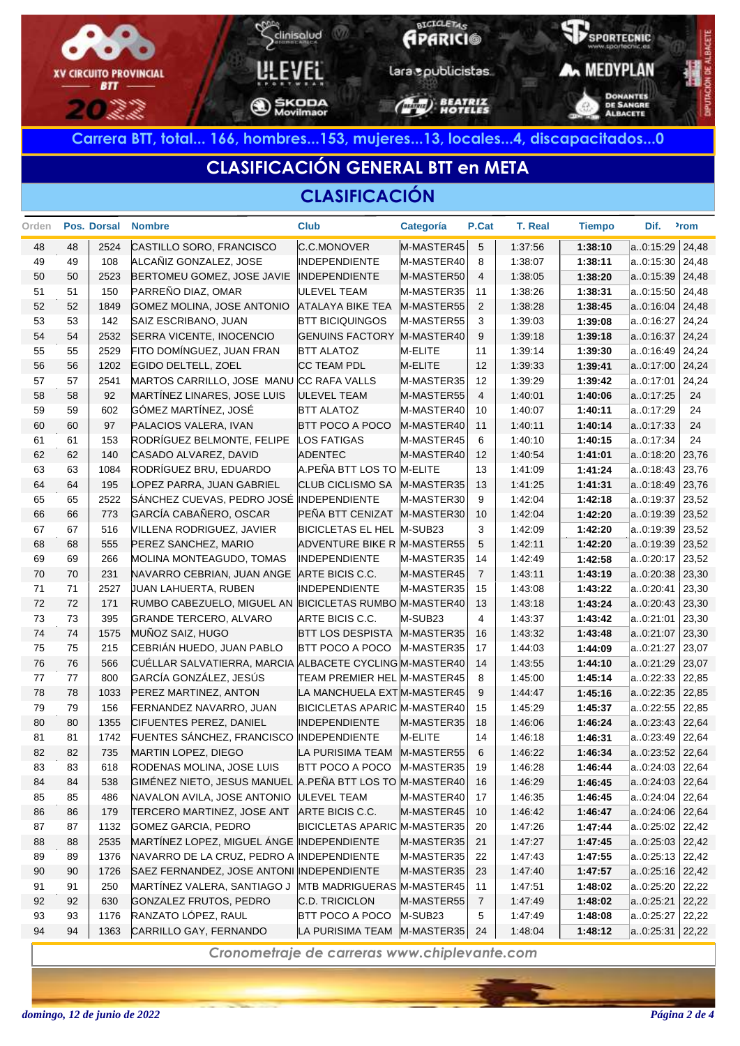Carrera BTT, total... 166, hombres...153, mujeres...13, locales...4, discapacitados...0

## CLASIFICACIÓN GENERAL BTT en META

### CLASIFICACIÓN

| Orden | Pos. | Dorsal | Nombre | Club | Categoría | P.Cat | T. Real | Tiempo | Dif. | Prom |
|---|---|---|---|---|---|---|---|---|---|---|
| 48 | 48 | 2524 | CASTILLO SORO, FRANCISCO | C.C.MONOVER | M-MASTER45 | 5 | 1:37:56 | **1:38:10** | a..0:15:29 | 24,48 |
| 49 | 49 | 108 | ALCAÑIZ GONZALEZ, JOSE | INDEPENDIENTE | M-MASTER40 | 8 | 1:38:07 | **1:38:11** | a..0:15:30 | 24,48 |
| 50 | 50 | 2523 | BERTOMEU GOMEZ, JOSE JAVIE | INDEPENDIENTE | M-MASTER50 | 4 | 1:38:05 | **1:38:20** | a..0:15:39 | 24,48 |
| 51 | 51 | 150 | PARREÑO DIAZ, OMAR | ULEVEL TEAM | M-MASTER35 | 11 | 1:38:26 | **1:38:31** | a..0:15:50 | 24,48 |
| 52 | 52 | 1849 | GOMEZ MOLINA, JOSE ANTONIO | ATALAYA BIKE TEA | M-MASTER55 | 2 | 1:38:28 | **1:38:45** | a..0:16:04 | 24,48 |
| 53 | 53 | 142 | SAIZ ESCRIBANO, JUAN | BTT BICIQUINGOS | M-MASTER55 | 3 | 1:39:03 | **1:39:08** | a..0:16:27 | 24,24 |
| 54 | 54 | 2532 | SERRA VICENTE, INOCENCIO | GENUINS FACTORY | M-MASTER40 | 9 | 1:39:18 | **1:39:18** | a..0:16:37 | 24,24 |
| 55 | 55 | 2529 | FITO DOMÍNGUEZ, JUAN FRAN | BTT ALATOZ | M-ELITE | 11 | 1:39:14 | **1:39:30** | a..0:16:49 | 24,24 |
| 56 | 56 | 1202 | EGIDO DELTELL, ZOEL | CC TEAM PDL | M-ELITE | 12 | 1:39:33 | **1:39:41** | a..0:17:00 | 24,24 |
| 57 | 57 | 2541 | MARTOS CARRILLO, JOSE MANU | CC RAFA VALLS | M-MASTER35 | 12 | 1:39:29 | **1:39:42** | a..0:17:01 | 24,24 |
| 58 | 58 | 92 | MARTÍNEZ LINARES, JOSE LUIS | ULEVEL TEAM | M-MASTER55 | 4 | 1:40:01 | **1:40:06** | a..0:17:25 | 24 |
| 59 | 59 | 602 | GÓMEZ MARTÍNEZ, JOSÉ | BTT ALATOZ | M-MASTER40 | 10 | 1:40:07 | **1:40:11** | a..0:17:29 | 24 |
| 60 | 60 | 97 | PALACIOS VALERA, IVAN | BTT POCO A POCO | M-MASTER40 | 11 | 1:40:11 | **1:40:14** | a..0:17:33 | 24 |
| 61 | 61 | 153 | RODRÍGUEZ BELMONTE, FELIPE | LOS FATIGAS | M-MASTER45 | 6 | 1:40:10 | **1:40:15** | a..0:17:34 | 24 |
| 62 | 62 | 140 | CASADO ALVAREZ, DAVID | ADENTEC | M-MASTER40 | 12 | 1:40:54 | **1:41:01** | a..0:18:20 | 23,76 |
| 63 | 63 | 1084 | RODRÍGUEZ BRU, EDUARDO | A.PEÑA BTT LOS TO | M-ELITE | 13 | 1:41:09 | **1:41:24** | a..0:18:43 | 23,76 |
| 64 | 64 | 195 | LOPEZ PARRA, JUAN GABRIEL | CLUB CICLISMO SA | M-MASTER35 | 13 | 1:41:25 | **1:41:31** | a..0:18:49 | 23,76 |
| 65 | 65 | 2522 | SÁNCHEZ CUEVAS, PEDRO JOSÉ | INDEPENDIENTE | M-MASTER30 | 9 | 1:42:04 | **1:42:18** | a..0:19:37 | 23,52 |
| 66 | 66 | 773 | GARCÍA CABAÑERO, OSCAR | PEÑA BTT CENIZAT | M-MASTER30 | 10 | 1:42:04 | **1:42:20** | a..0:19:39 | 23,52 |
| 67 | 67 | 516 | VILLENA RODRIGUEZ, JAVIER | BICICLETAS EL HEL | M-SUB23 | 3 | 1:42:09 | **1:42:20** | a..0:19:39 | 23,52 |
| 68 | 68 | 555 | PEREZ SANCHEZ, MARIO | ADVENTURE BIKE R | M-MASTER55 | 5 | 1:42:11 | **1:42:20** | a..0:19:39 | 23,52 |
| 69 | 69 | 266 | MOLINA MONTEAGUDO, TOMAS | INDEPENDIENTE | M-MASTER35 | 14 | 1:42:49 | **1:42:58** | a..0:20:17 | 23,52 |
| 70 | 70 | 231 | NAVARRO CEBRIAN, JUAN ANGE | ARTE BICIS C.C. | M-MASTER45 | 7 | 1:43:11 | **1:43:19** | a..0:20:38 | 23,30 |
| 71 | 71 | 2527 | JUAN LAHUERTA, RUBEN | INDEPENDIENTE | M-MASTER35 | 15 | 1:43:08 | **1:43:22** | a..0:20:41 | 23,30 |
| 72 | 72 | 171 | RUMBO CABEZUELO, MIGUEL AN | BICICLETAS RUMBO | M-MASTER40 | 13 | 1:43:18 | **1:43:24** | a..0:20:43 | 23,30 |
| 73 | 73 | 395 | GRANDE TERCERO, ALVARO | ARTE BICIS C.C. | M-SUB23 | 4 | 1:43:37 | **1:43:42** | a..0:21:01 | 23,30 |
| 74 | 74 | 1575 | MUÑOZ SAIZ, HUGO | BTT LOS DESPISTA | M-MASTER35 | 16 | 1:43:32 | **1:43:48** | a..0:21:07 | 23,30 |
| 75 | 75 | 215 | CEBRIÁN HUEDO, JUAN PABLO | BTT POCO A POCO | M-MASTER35 | 17 | 1:44:03 | **1:44:09** | a..0:21:27 | 23,07 |
| 76 | 76 | 566 | CUÉLLAR SALVATIERRA, MARCIA | ALBACETE CYCLING | M-MASTER40 | 14 | 1:43:55 | **1:44:10** | a..0:21:29 | 23,07 |
| 77 | 77 | 800 | GARCÍA GONZÁLEZ, JESÚS | TEAM PREMIER HEL | M-MASTER45 | 8 | 1:45:00 | **1:45:14** | a..0:22:33 | 22,85 |
| 78 | 78 | 1033 | PEREZ MARTINEZ, ANTON | LA MANCHUELA EXT | M-MASTER45 | 9 | 1:44:47 | **1:45:16** | a..0:22:35 | 22,85 |
| 79 | 79 | 156 | FERNANDEZ NAVARRO, JUAN | BICICLETAS APARIC | M-MASTER40 | 15 | 1:45:29 | **1:45:37** | a..0:22:55 | 22,85 |
| 80 | 80 | 1355 | CIFUENTES PEREZ, DANIEL | INDEPENDIENTE | M-MASTER35 | 18 | 1:46:06 | **1:46:24** | a..0:23:43 | 22,64 |
| 81 | 81 | 1742 | FUENTES SÁNCHEZ, FRANCISCO | INDEPENDIENTE | M-ELITE | 14 | 1:46:18 | **1:46:31** | a..0:23:49 | 22,64 |
| 82 | 82 | 735 | MARTIN LOPEZ, DIEGO | LA PURISIMA TEAM | M-MASTER55 | 6 | 1:46:22 | **1:46:34** | a..0:23:52 | 22,64 |
| 83 | 83 | 618 | RODENAS MOLINA, JOSE LUIS | BTT POCO A POCO | M-MASTER35 | 19 | 1:46:28 | **1:46:44** | a..0:24:03 | 22,64 |
| 84 | 84 | 538 | GIMÉNEZ NIETO, JESUS MANUEL | A.PEÑA BTT LOS TO | M-MASTER40 | 16 | 1:46:29 | **1:46:45** | a..0:24:03 | 22,64 |
| 85 | 85 | 486 | NAVALON AVILA, JOSE ANTONIO | ULEVEL TEAM | M-MASTER40 | 17 | 1:46:35 | **1:46:45** | a..0:24:04 | 22,64 |
| 86 | 86 | 179 | TERCERO MARTINEZ, JOSE ANT | ARTE BICIS C.C. | M-MASTER45 | 10 | 1:46:42 | **1:46:47** | a..0:24:06 | 22,64 |
| 87 | 87 | 1132 | GOMEZ GARCIA, PEDRO | BICICLETAS APARIC | M-MASTER35 | 20 | 1:47:26 | **1:47:44** | a..0:25:02 | 22,42 |
| 88 | 88 | 2535 | MARTÍNEZ LOPEZ, MIGUEL ÁNGE | INDEPENDIENTE | M-MASTER35 | 21 | 1:47:27 | **1:47:45** | a..0:25:03 | 22,42 |
| 89 | 89 | 1376 | NAVARRO DE LA CRUZ, PEDRO A | INDEPENDIENTE | M-MASTER35 | 22 | 1:47:43 | **1:47:55** | a..0:25:13 | 22,42 |
| 90 | 90 | 1726 | SAEZ FERNANDEZ, JOSE ANTONI | INDEPENDIENTE | M-MASTER35 | 23 | 1:47:40 | **1:47:57** | a..0:25:16 | 22,42 |
| 91 | 91 | 250 | MARTÍNEZ VALERA, SANTIAGO J | MTB MADRIGUERAS | M-MASTER45 | 11 | 1:47:51 | **1:48:02** | a..0:25:20 | 22,22 |
| 92 | 92 | 630 | GONZALEZ FRUTOS, PEDRO | C.D. TRICICLON | M-MASTER55 | 7 | 1:47:49 | **1:48:02** | a..0:25:21 | 22,22 |
| 93 | 93 | 1176 | RANZATO LÓPEZ, RAUL | BTT POCO A POCO | M-SUB23 | 5 | 1:47:49 | **1:48:08** | a..0:25:27 | 22,22 |
| 94 | 94 | 1363 | CARRILLO GAY, FERNANDO | LA PURISIMA TEAM | M-MASTER35 | 24 | 1:48:04 | **1:48:12** | a..0:25:31 | 22,22 |

*Cronometraje de carreras www.chiplevante.com*

*domingo, 12 de junio de 2022*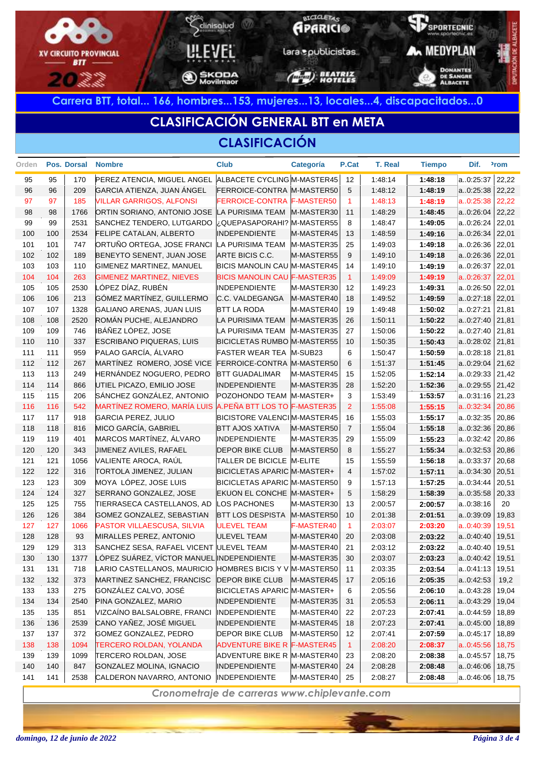XV CIRCUITO PROVINCIAL BTT 2022

**Carrera BTT, total... 166, hombres...153, mujeres...13, locales...4, discapacitados...0**

## CLASIFICACIÓN GENERAL BTT en META

### CLASIFICACIÓN

| Orden | Pos. | Dorsal | Nombre | Club | Categoría | P.Cat | T. Real | Tiempo | Dif. | Prom |
|---|---|---|---|---|---|---|---|---|---|---|
| 95 | 95 | 170 | PEREZ ATENCIA, MIGUEL ANGEL | ALBACETE CYCLING | M-MASTER45 | 12 | 1:48:14 | **1:48:18** | a..0:25:37 | 22,22 |
| 96 | 96 | 209 | GARCIA ATIENZA, JUAN ÁNGEL | FERROICE-CONTRA | M-MASTER50 | 5 | 1:48:12 | **1:48:19** | a..0:25:38 | 22,22 |
| 97 | 97 | 185 | VILLAR GARRIGOS, ALFONSI | FERROICE-CONTRA | F-MASTER50 | 1 | 1:48:13 | **1:48:19** | a..0:25:38 | 22,22 |
| 98 | 98 | 1766 | ORTIN SORIANO, ANTONIO JOSE | LA PURISIMA TEAM | M-MASTER30 | 11 | 1:48:29 | **1:48:45** | a..0:26:04 | 22,22 |
| 99 | 99 | 2531 | SANCHEZ TENDERO, LUTGARDO | ¿QUEPASAPORAHI? | M-MASTER55 | 8 | 1:48:47 | **1:49:05** | a..0:26:24 | 22,01 |
| 100 | 100 | 2534 | FELIPE CATALAN, ALBERTO | INDEPENDIENTE | M-MASTER45 | 13 | 1:48:59 | **1:49:16** | a..0:26:34 | 22,01 |
| 101 | 101 | 747 | ORTUÑO ORTEGA, JOSE FRANCI | LA PURISIMA TEAM | M-MASTER35 | 25 | 1:49:03 | **1:49:18** | a..0:26:36 | 22,01 |
| 102 | 102 | 189 | BENEYTO SENENT, JUAN JOSE | ARTE BICIS C.C. | M-MASTER55 | 9 | 1:49:10 | **1:49:18** | a..0:26:36 | 22,01 |
| 103 | 103 | 110 | GIMENEZ MARTINEZ, MANUEL | BICIS MANOLIN CAU | M-MASTER45 | 14 | 1:49:10 | **1:49:19** | a..0:26:37 | 22,01 |
| 104 | 104 | 263 | GIMENEZ MARTINEZ, NIEVES | BICIS MANOLIN CAU | F-MASTER35 | 1 | 1:49:09 | **1:49:19** | a..0:26:37 | 22,01 |
| 105 | 105 | 2530 | LÓPEZ DÍAZ, RUBÉN | INDEPENDIENTE | M-MASTER30 | 12 | 1:49:23 | **1:49:31** | a..0:26:50 | 22,01 |
| 106 | 106 | 213 | GÓMEZ MARTÍNEZ, GUILLERMO | C.C. VALDEGANGA | M-MASTER40 | 18 | 1:49:52 | **1:49:59** | a..0:27:18 | 22,01 |
| 107 | 107 | 1328 | GALIANO ARENAS, JUAN LUIS | BTT LA RODA | M-MASTER40 | 19 | 1:49:48 | **1:50:02** | a..0:27:21 | 21,81 |
| 108 | 108 | 2520 | ROMÁN PUCHE, ALEJANDRO | LA PURISIMA TEAM | M-MASTER35 | 26 | 1:50:11 | **1:50:22** | a..0:27:40 | 21,81 |
| 109 | 109 | 746 | IBÁÑEZ LÓPEZ, JOSE | LA PURISIMA TEAM | M-MASTER35 | 27 | 1:50:06 | **1:50:22** | a..0:27:40 | 21,81 |
| 110 | 110 | 337 | ESCRIBANO PIQUERAS, LUIS | BICICLETAS RUMBO | M-MASTER55 | 10 | 1:50:35 | **1:50:43** | a..0:28:02 | 21,81 |
| 111 | 111 | 959 | PALAO GARCÍA, ÁLVARO | FASTER WEAR TEA | M-SUB23 | 6 | 1:50:47 | **1:50:59** | a..0:28:18 | 21,81 |
| 112 | 112 | 267 | MARTÍNEZ ROMERO, JOSÉ VICE | FERROICE-CONTRA | M-MASTER50 | 6 | 1:51:37 | **1:51:45** | a..0:29:04 | 21,62 |
| 113 | 113 | 249 | HERNÁNDEZ NOGUERO, PEDRO | BTT GUADALIMAR | M-MASTER45 | 15 | 1:52:05 | **1:52:14** | a..0:29:33 | 21,42 |
| 114 | 114 | 866 | UTIEL PICAZO, EMILIO JOSE | INDEPENDIENTE | M-MASTER35 | 28 | 1:52:20 | **1:52:36** | a..0:29:55 | 21,42 |
| 115 | 115 | 206 | SÁNCHEZ GONZÁLEZ, ANTONIO | POZOHONDO TEAM | M-MASTER+ | 3 | 1:53:49 | **1:53:57** | a..0:31:16 | 21,23 |
| 116 | 116 | 542 | MARTÍNEZ ROMERO, MARÍA LUIS | A.PEÑA BTT LOS TO | F-MASTER35 | 2 | 1:55:08 | **1:55:15** | a..0:32:34 | 20,86 |
| 117 | 117 | 918 | GARCIA PEREZ, JULIO | BICISTORE VALENCI | M-MASTER45 | 16 | 1:55:03 | **1:55:17** | a..0:32:35 | 20,86 |
| 118 | 118 | 816 | MICO GARCÍA, GABRIEL | BTT AJOS XATIVA | M-MASTER50 | 7 | 1:55:04 | **1:55:18** | a..0:32:36 | 20,86 |
| 119 | 119 | 401 | MARCOS MARTÍNEZ, ÁLVARO | INDEPENDIENTE | M-MASTER35 | 29 | 1:55:09 | **1:55:23** | a..0:32:42 | 20,86 |
| 120 | 120 | 343 | JIMENEZ AVILES, RAFAEL | DEPOR BIKE CLUB | M-MASTER50 | 8 | 1:55:27 | **1:55:34** | a..0:32:53 | 20,86 |
| 121 | 121 | 1056 | VALIENTE AROCA, RAÚL | TALLER DE BICICLE | M-ELITE | 15 | 1:55:59 | **1:56:18** | a..0:33:37 | 20,68 |
| 122 | 122 | 316 | TORTOLA JIMENEZ, JULIAN | BICICLETAS APARIC | M-MASTER+ | 4 | 1:57:02 | **1:57:11** | a..0:34:30 | 20,51 |
| 123 | 123 | 309 | MOYA LÓPEZ, JOSE LUIS | BICICLETAS APARIC | M-MASTER50 | 9 | 1:57:13 | **1:57:25** | a..0:34:44 | 20,51 |
| 124 | 124 | 327 | SERRANO GONZALEZ, JOSE | EKUON EL CONCHE | M-MASTER+ | 5 | 1:58:29 | **1:58:39** | a..0:35:58 | 20,33 |
| 125 | 125 | 755 | TIERRASECA CASTELLANOS, AD | LOS PACHONES | M-MASTER30 | 13 | 2:00:57 | **2:00:57** | a..0:38:16 | 20 |
| 126 | 126 | 384 | GOMEZ GONZALEZ, SEBASTIAN | BTT LOS DESPISTA | M-MASTER50 | 10 | 2:01:38 | **2:01:51** | a..0:39:09 | 19,83 |
| 127 | 127 | 1066 | PASTOR VILLAESCUSA, SILVIA | ULEVEL TEAM | F-MASTER40 | 1 | 2:03:07 | **2:03:20** | a..0:40:39 | 19,51 |
| 128 | 128 | 93 | MIRALLES PEREZ, ANTONIO | ULEVEL TEAM | M-MASTER40 | 20 | 2:03:08 | **2:03:22** | a..0:40:40 | 19,51 |
| 129 | 129 | 313 | SANCHEZ SESA, RAFAEL VICENT | ULEVEL TEAM | M-MASTER40 | 21 | 2:03:12 | **2:03:22** | a..0:40:40 | 19,51 |
| 130 | 130 | 1377 | LÓPEZ SUÁREZ, VÍCTOR MANUEL | INDEPENDIENTE | M-MASTER35 | 30 | 2:03:07 | **2:03:23** | a..0:40:42 | 19,51 |
| 131 | 131 | 718 | LARIO CASTELLANOS, MAURICIO | HOMBRES BICIS Y V | M-MASTER50 | 11 | 2:03:35 | **2:03:54** | a..0:41:13 | 19,51 |
| 132 | 132 | 373 | MARTINEZ SANCHEZ, FRANCISC | DEPOR BIKE CLUB | M-MASTER45 | 17 | 2:05:16 | **2:05:35** | a..0:42:53 | 19,2 |
| 133 | 133 | 275 | GONZÁLEZ CALVO, JOSÉ | BICICLETAS APARIC | M-MASTER+ | 6 | 2:05:56 | **2:06:10** | a..0:43:28 | 19,04 |
| 134 | 134 | 2540 | PINA GONZALEZ, MARIO | INDEPENDIENTE | M-MASTER35 | 31 | 2:05:53 | **2:06:11** | a..0:43:29 | 19,04 |
| 135 | 135 | 851 | VIZCAÍNO BALSALOBRE, FRANCI | INDEPENDIENTE | M-MASTER40 | 22 | 2:07:23 | **2:07:41** | a..0:44:59 | 18,89 |
| 136 | 136 | 2539 | CANO YAÑEZ, JOSÉ MIGUEL | INDEPENDIENTE | M-MASTER45 | 18 | 2:07:23 | **2:07:41** | a..0:45:00 | 18,89 |
| 137 | 137 | 372 | GOMEZ GONZALEZ, PEDRO | DEPOR BIKE CLUB | M-MASTER50 | 12 | 2:07:41 | **2:07:59** | a..0:45:17 | 18,89 |
| 138 | 138 | 1094 | TERCERO ROLDAN, YOLANDA | ADVENTURE BIKE R | F-MASTER45 | 1 | 2:08:20 | **2:08:37** | a..0:45:56 | 18,75 |
| 139 | 139 | 1099 | TERCERO ROLDAN, JOSE | ADVENTURE BIKE R | M-MASTER40 | 23 | 2:08:20 | **2:08:38** | a..0:45:57 | 18,75 |
| 140 | 140 | 847 | GONZALEZ MOLINA, IGNACIO | INDEPENDIENTE | M-MASTER40 | 24 | 2:08:28 | **2:08:48** | a..0:46:06 | 18,75 |
| 141 | 141 | 2538 | CALDERON NAVARRO, ANTONIO | INDEPENDIENTE | M-MASTER40 | 25 | 2:08:27 | **2:08:48** | a..0:46:06 | 18,75 |

*Cronometraje de carreras www.chiplevante.com*

*domingo, 12 de junio de 2022*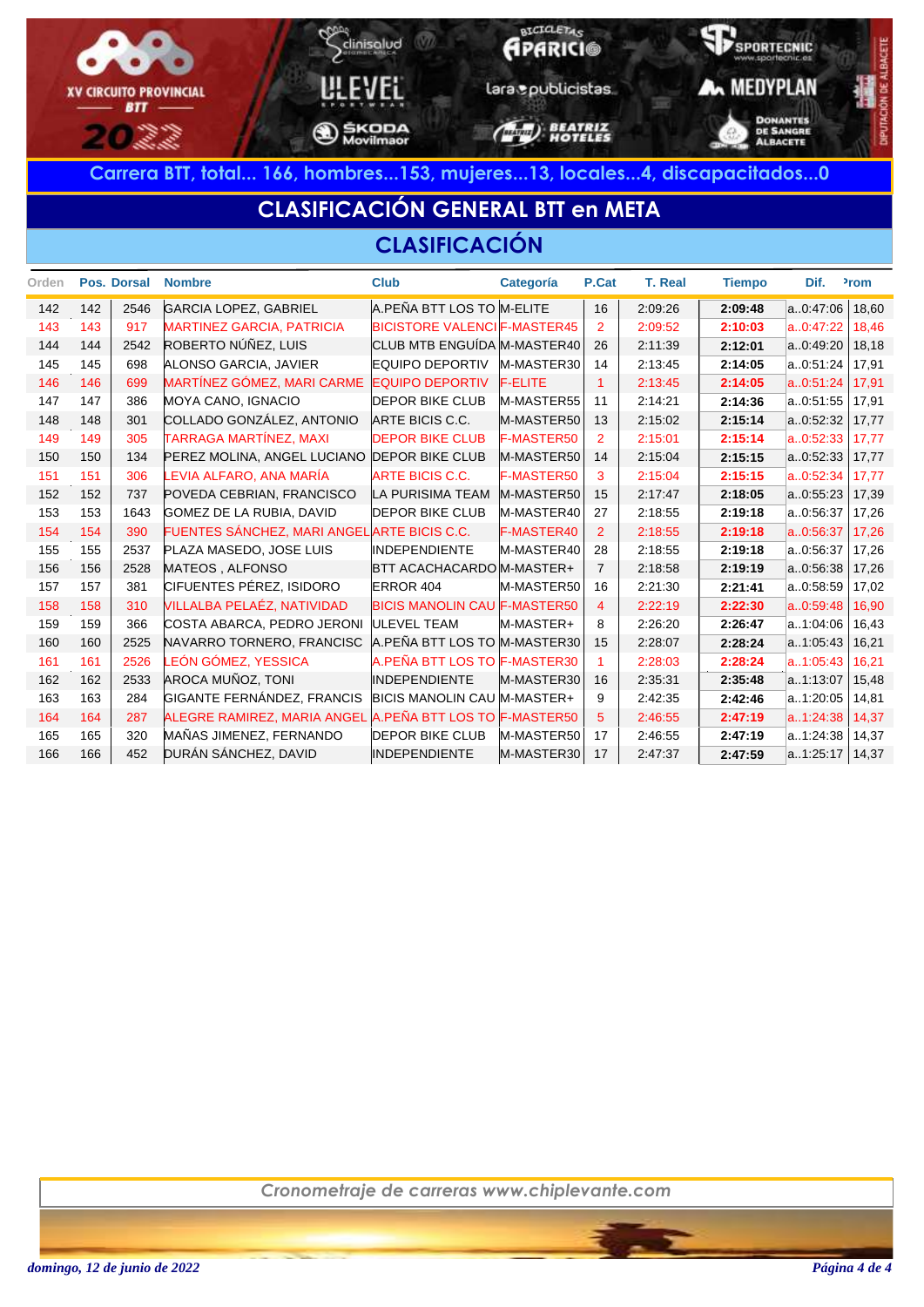Carrera BTT, total... 166, hombres...153, mujeres...13, locales...4, discapacitados...0

## CLASIFICACIÓN GENERAL BTT en META

### CLASIFICACIÓN

| Orden | Pos. | Dorsal | Nombre | Club | Categoría | P.Cat | T. Real | Tiempo | Dif. | Prom |
|---|---|---|---|---|---|---|---|---|---|---|
| 142 | 142 | 2546 | GARCIA LOPEZ, GABRIEL | A.PEÑA BTT LOS TO | M-ELITE | 16 | 2:09:26 | **2:09:48** | a..0:47:06 | 18,60 |
| 143 | 143 | 917 | MARTINEZ GARCIA, PATRICIA | BICISTORE VALENCI | F-MASTER45 | 2 | 2:09:52 | **2:10:03** | a..0:47:22 | 18,46 |
| 144 | 144 | 2542 | ROBERTO NÚÑEZ, LUIS | CLUB MTB ENGUÍDA | M-MASTER40 | 26 | 2:11:39 | **2:12:01** | a..0:49:20 | 18,18 |
| 145 | 145 | 698 | ALONSO GARCIA, JAVIER | EQUIPO DEPORTIV | M-MASTER30 | 14 | 2:13:45 | **2:14:05** | a..0:51:24 | 17,91 |
| 146 | 146 | 699 | MARTÍNEZ GÓMEZ, MARI CARME | EQUIPO DEPORTIV | F-ELITE | 1 | 2:13:45 | **2:14:05** | a..0:51:24 | 17,91 |
| 147 | 147 | 386 | MOYA CANO, IGNACIO | DEPOR BIKE CLUB | M-MASTER55 | 11 | 2:14:21 | **2:14:36** | a..0:51:55 | 17,91 |
| 148 | 148 | 301 | COLLADO GONZÁLEZ, ANTONIO | ARTE BICIS C.C. | M-MASTER50 | 13 | 2:15:02 | **2:15:14** | a..0:52:32 | 17,77 |
| 149 | 149 | 305 | TARRAGA MARTÍNEZ, MAXI | DEPOR BIKE CLUB | F-MASTER50 | 2 | 2:15:01 | **2:15:14** | a..0:52:33 | 17,77 |
| 150 | 150 | 134 | PEREZ MOLINA, ANGEL LUCIANO | DEPOR BIKE CLUB | M-MASTER50 | 14 | 2:15:04 | **2:15:15** | a..0:52:33 | 17,77 |
| 151 | 151 | 306 | LEVIA ALFARO, ANA MARÍA | ARTE BICIS C.C. | F-MASTER50 | 3 | 2:15:04 | **2:15:15** | a..0:52:34 | 17,77 |
| 152 | 152 | 737 | POVEDA CEBRIAN, FRANCISCO | LA PURISIMA TEAM | M-MASTER50 | 15 | 2:17:47 | **2:18:05** | a..0:55:23 | 17,39 |
| 153 | 153 | 1643 | GOMEZ DE LA RUBIA, DAVID | DEPOR BIKE CLUB | M-MASTER40 | 27 | 2:18:55 | **2:19:18** | a..0:56:37 | 17,26 |
| 154 | 154 | 390 | FUENTES SÁNCHEZ, MARI ANGEL | ARTE BICIS C.C. | F-MASTER40 | 2 | 2:18:55 | **2:19:18** | a..0:56:37 | 17,26 |
| 155 | 155 | 2537 | PLAZA MASEDO, JOSE LUIS | INDEPENDIENTE | M-MASTER40 | 28 | 2:18:55 | **2:19:18** | a..0:56:37 | 17,26 |
| 156 | 156 | 2528 | MATEOS , ALFONSO | BTT ACACHACARDO | M-MASTER+ | 7 | 2:18:58 | **2:19:19** | a..0:56:38 | 17,26 |
| 157 | 157 | 381 | CIFUENTES PÉREZ, ISIDORO | ERROR 404 | M-MASTER50 | 16 | 2:21:30 | **2:21:41** | a..0:58:59 | 17,02 |
| 158 | 158 | 310 | VILLALBA PELAÉZ, NATIVIDAD | BICIS MANOLIN CAU | F-MASTER50 | 4 | 2:22:19 | **2:22:30** | a..0:59:48 | 16,90 |
| 159 | 159 | 366 | COSTA ABARCA, PEDRO JERONI | ULEVEL TEAM | M-MASTER+ | 8 | 2:26:20 | **2:26:47** | a..1:04:06 | 16,43 |
| 160 | 160 | 2525 | NAVARRO TORNERO, FRANCISC | A.PEÑA BTT LOS TO | M-MASTER30 | 15 | 2:28:07 | **2:28:24** | a..1:05:43 | 16,21 |
| 161 | 161 | 2526 | LEÓN GÓMEZ, YESSICA | A.PEÑA BTT LOS TO | F-MASTER30 | 1 | 2:28:03 | **2:28:24** | a..1:05:43 | 16,21 |
| 162 | 162 | 2533 | AROCA MUÑOZ, TONI | INDEPENDIENTE | M-MASTER30 | 16 | 2:35:31 | **2:35:48** | a..1:13:07 | 15,48 |
| 163 | 163 | 284 | GIGANTE FERNÁNDEZ, FRANCIS | BICIS MANOLIN CAU | M-MASTER+ | 9 | 2:42:35 | **2:42:46** | a..1:20:05 | 14,81 |
| 164 | 164 | 287 | ALEGRE RAMIREZ, MARIA ANGEL | A.PEÑA BTT LOS TO | F-MASTER50 | 5 | 2:46:55 | **2:47:19** | a..1:24:38 | 14,37 |
| 165 | 165 | 320 | MAÑAS JIMENEZ, FERNANDO | DEPOR BIKE CLUB | M-MASTER50 | 17 | 2:46:55 | **2:47:19** | a..1:24:38 | 14,37 |
| 166 | 166 | 452 | DURÁN SÁNCHEZ, DAVID | INDEPENDIENTE | M-MASTER30 | 17 | 2:47:37 | **2:47:59** | a..1:25:17 | 14,37 |

*Cronometraje de carreras www.chiplevante.com*

*domingo, 12 de junio de 2022*